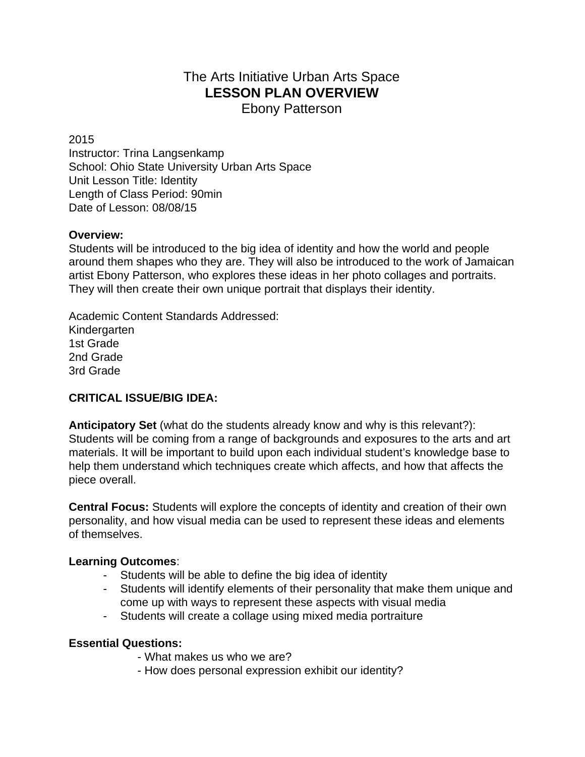# The Arts Initiative Urban Arts Space
## LESSON PLAN OVERVIEW
Ebony Patterson

2015
Instructor: Trina Langsenkamp
School: Ohio State University Urban Arts Space
Unit Lesson Title: Identity
Length of Class Period: 90min
Date of Lesson: 08/08/15

**Overview:**
Students will be introduced to the big idea of identity and how the world and people around them shapes who they are. They will also be introduced to the work of Jamaican artist Ebony Patterson, who explores these ideas in her photo collages and portraits. They will then create their own unique portrait that displays their identity.

Academic Content Standards Addressed:
Kindergarten
1st Grade
2nd Grade
3rd Grade

**CRITICAL ISSUE/BIG IDEA:**

**Anticipatory Set** (what do the students already know and why is this relevant?): Students will be coming from a range of backgrounds and exposures to the arts and art materials. It will be important to build upon each individual student's knowledge base to help them understand which techniques create which affects, and how that affects the piece overall.

**Central Focus:** Students will explore the concepts of identity and creation of their own personality, and how visual media can be used to represent these ideas and elements of themselves.

**Learning Outcomes**:
- Students will be able to define the big idea of identity
- Students will identify elements of their personality that make them unique and come up with ways to represent these aspects with visual media
- Students will create a collage using mixed media portraiture

**Essential Questions:**
- What makes us who we are?
- How does personal expression exhibit our identity?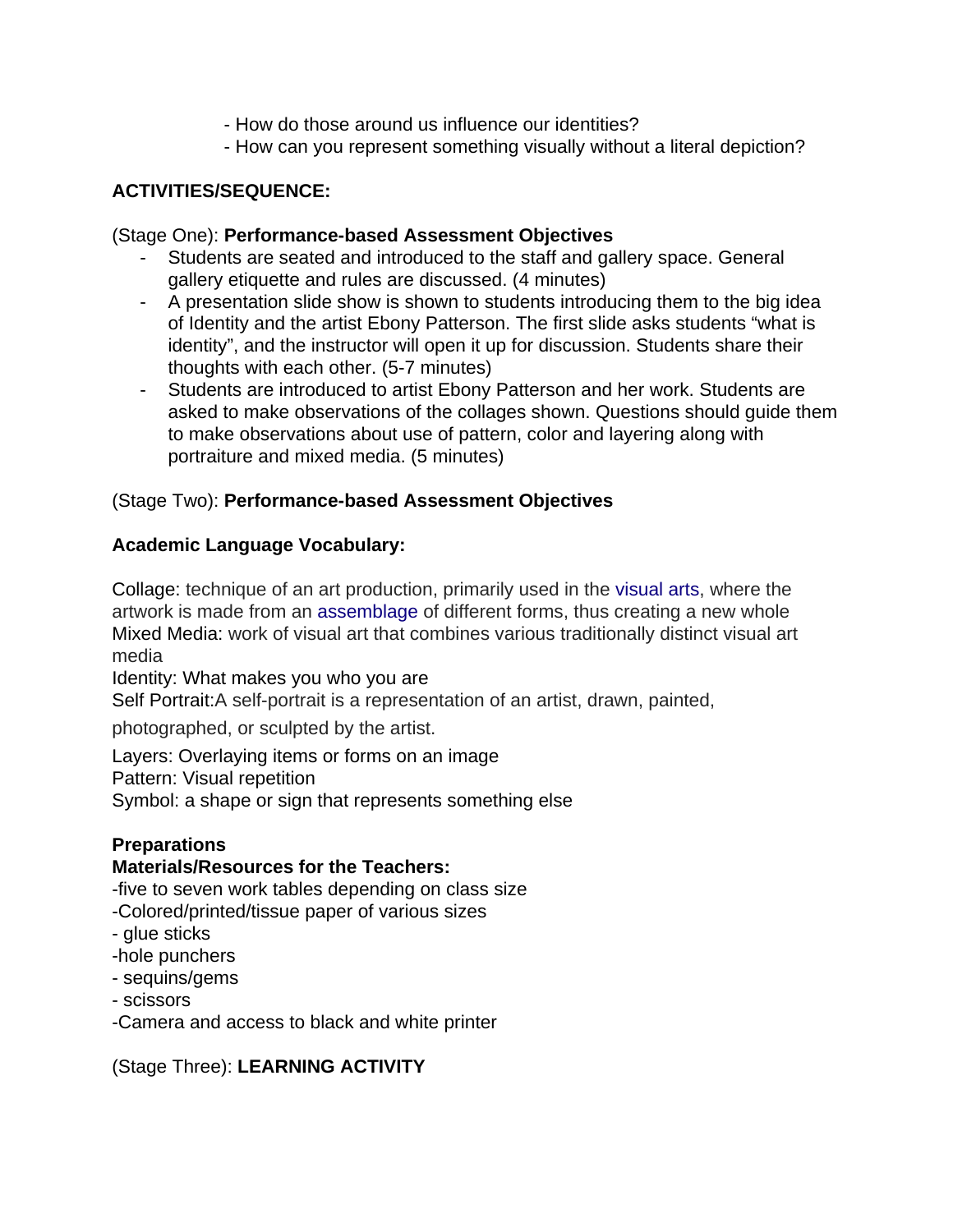- How do those around us influence our identities?
- How can you represent something visually without a literal depiction?

**ACTIVITIES/SEQUENCE:**

(Stage One): **Performance-based Assessment Objectives**

- Students are seated and introduced to the staff and gallery space. General gallery etiquette and rules are discussed. (4 minutes)
- A presentation slide show is shown to students introducing them to the big idea of Identity and the artist Ebony Patterson. The first slide asks students “what is identity”, and the instructor will open it up for discussion. Students share their thoughts with each other. (5-7 minutes)
- Students are introduced to artist Ebony Patterson and her work. Students are asked to make observations of the collages shown. Questions should guide them to make observations about use of pattern, color and layering along with portraiture and mixed media. (5 minutes)

(Stage Two): **Performance-based Assessment Objectives**

**Academic Language Vocabulary:**

Collage: technique of an art production, primarily used in the visual arts, where the artwork is made from an assemblage of different forms, thus creating a new whole
Mixed Media: work of visual art that combines various traditionally distinct visual art media
Identity: What makes you who you are
Self Portrait: A self-portrait is a representation of an artist, drawn, painted, photographed, or sculpted by the artist.
Layers: Overlaying items or forms on an image
Pattern: Visual repetition
Symbol: a shape or sign that represents something else

**Preparations**
**Materials/Resources for the Teachers:**

-five to seven work tables depending on class size
-Colored/printed/tissue paper of various sizes
- glue sticks
-hole punchers
- sequins/gems
- scissors
-Camera and access to black and white printer

(Stage Three): **LEARNING ACTIVITY**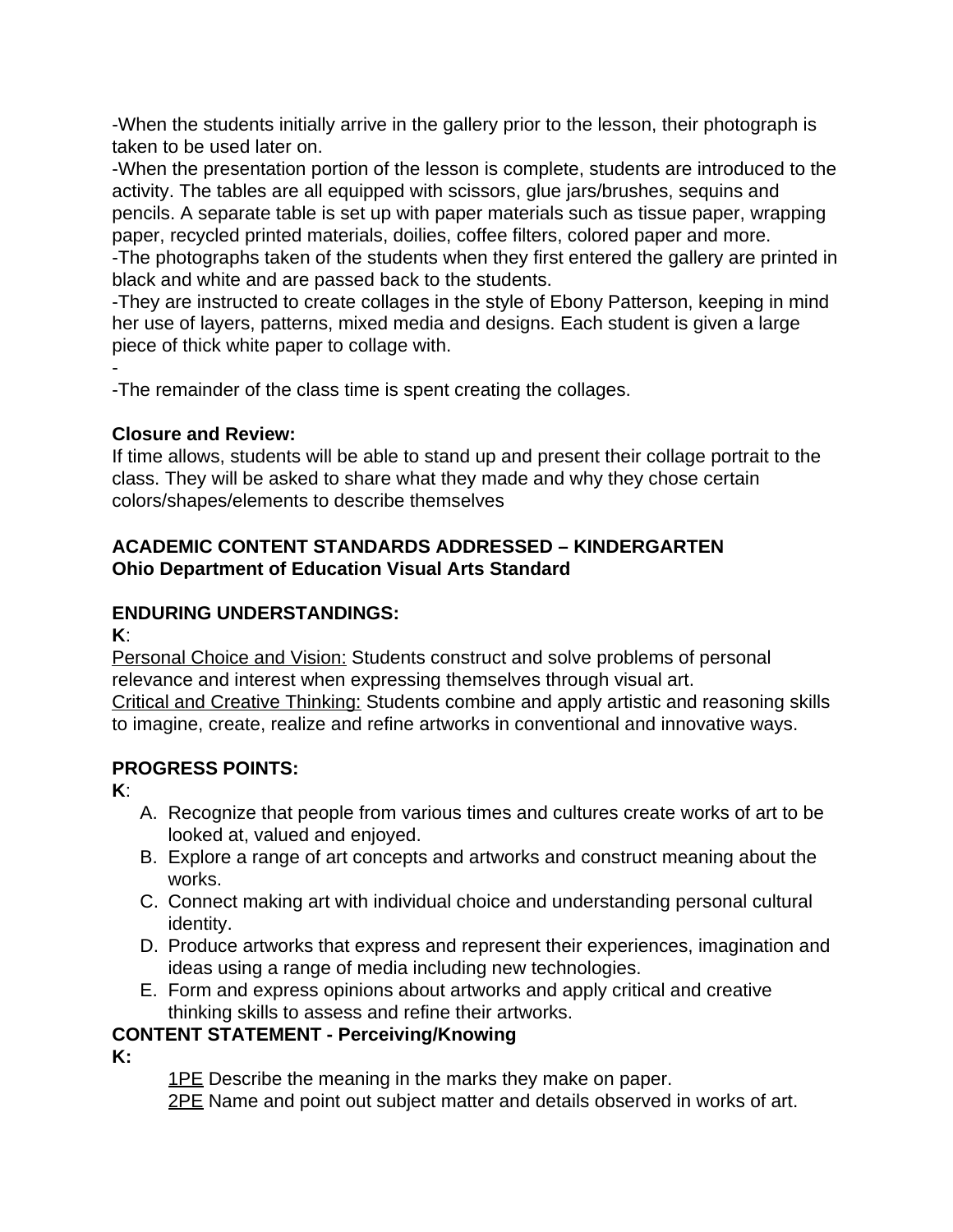-When the students initially arrive in the gallery prior to the lesson, their photograph is taken to be used later on.

-When the presentation portion of the lesson is complete, students are introduced to the activity. The tables are all equipped with scissors, glue jars/brushes, sequins and pencils. A separate table is set up with paper materials such as tissue paper, wrapping paper, recycled printed materials, doilies, coffee filters, colored paper and more.

-The photographs taken of the students when they first entered the gallery are printed in black and white and are passed back to the students.

-They are instructed to create collages in the style of Ebony Patterson, keeping in mind her use of layers, patterns, mixed media and designs. Each student is given a large piece of thick white paper to collage with.

-

-The remainder of the class time is spent creating the collages.

**Closure and Review:**

If time allows, students will be able to stand up and present their collage portrait to the class. They will be asked to share what they made and why they chose certain colors/shapes/elements to describe themselves

**ACADEMIC CONTENT STANDARDS ADDRESSED – KINDERGARTEN**
**Ohio Department of Education Visual Arts Standard**

**ENDURING UNDERSTANDINGS:**

**K**:

Personal Choice and Vision: Students construct and solve problems of personal relevance and interest when expressing themselves through visual art.

Critical and Creative Thinking: Students combine and apply artistic and reasoning skills to imagine, create, realize and refine artworks in conventional and innovative ways.

**PROGRESS POINTS:**

**K**:

A. Recognize that people from various times and cultures create works of art to be looked at, valued and enjoyed.
B. Explore a range of art concepts and artworks and construct meaning about the works.
C. Connect making art with individual choice and understanding personal cultural identity.
D. Produce artworks that express and represent their experiences, imagination and ideas using a range of media including new technologies.
E. Form and express opinions about artworks and apply critical and creative thinking skills to assess and refine their artworks.

**CONTENT STATEMENT - Perceiving/Knowing**

**K:**

1PE Describe the meaning in the marks they make on paper.

2PE Name and point out subject matter and details observed in works of art.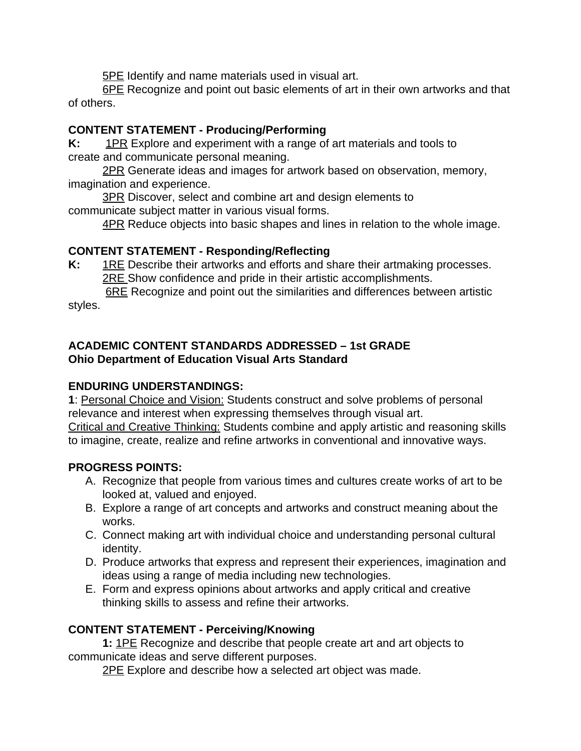5PE Identify and name materials used in visual art.
6PE Recognize and point out basic elements of art in their own artworks and that of others.

**CONTENT STATEMENT - Producing/Performing**

**K:** 1PR Explore and experiment with a range of art materials and tools to create and communicate personal meaning.
2PR Generate ideas and images for artwork based on observation, memory, imagination and experience.
3PR Discover, select and combine art and design elements to communicate subject matter in various visual forms.
4PR Reduce objects into basic shapes and lines in relation to the whole image.

**CONTENT STATEMENT - Responding/Reflecting**

**K:** 1RE Describe their artworks and efforts and share their artmaking processes.
2RE Show confidence and pride in their artistic accomplishments.
6RE Recognize and point out the similarities and differences between artistic styles.

**ACADEMIC CONTENT STANDARDS ADDRESSED – 1st GRADE**
**Ohio Department of Education Visual Arts Standard**

**ENDURING UNDERSTANDINGS:**

**1**: Personal Choice and Vision: Students construct and solve problems of personal relevance and interest when expressing themselves through visual art.
Critical and Creative Thinking: Students combine and apply artistic and reasoning skills to imagine, create, realize and refine artworks in conventional and innovative ways.

**PROGRESS POINTS:**

A. Recognize that people from various times and cultures create works of art to be looked at, valued and enjoyed.
B. Explore a range of art concepts and artworks and construct meaning about the works.
C. Connect making art with individual choice and understanding personal cultural identity.
D. Produce artworks that express and represent their experiences, imagination and ideas using a range of media including new technologies.
E. Form and express opinions about artworks and apply critical and creative thinking skills to assess and refine their artworks.

**CONTENT STATEMENT - Perceiving/Knowing**

**1:** 1PE Recognize and describe that people create art and art objects to communicate ideas and serve different purposes.
2PE Explore and describe how a selected art object was made.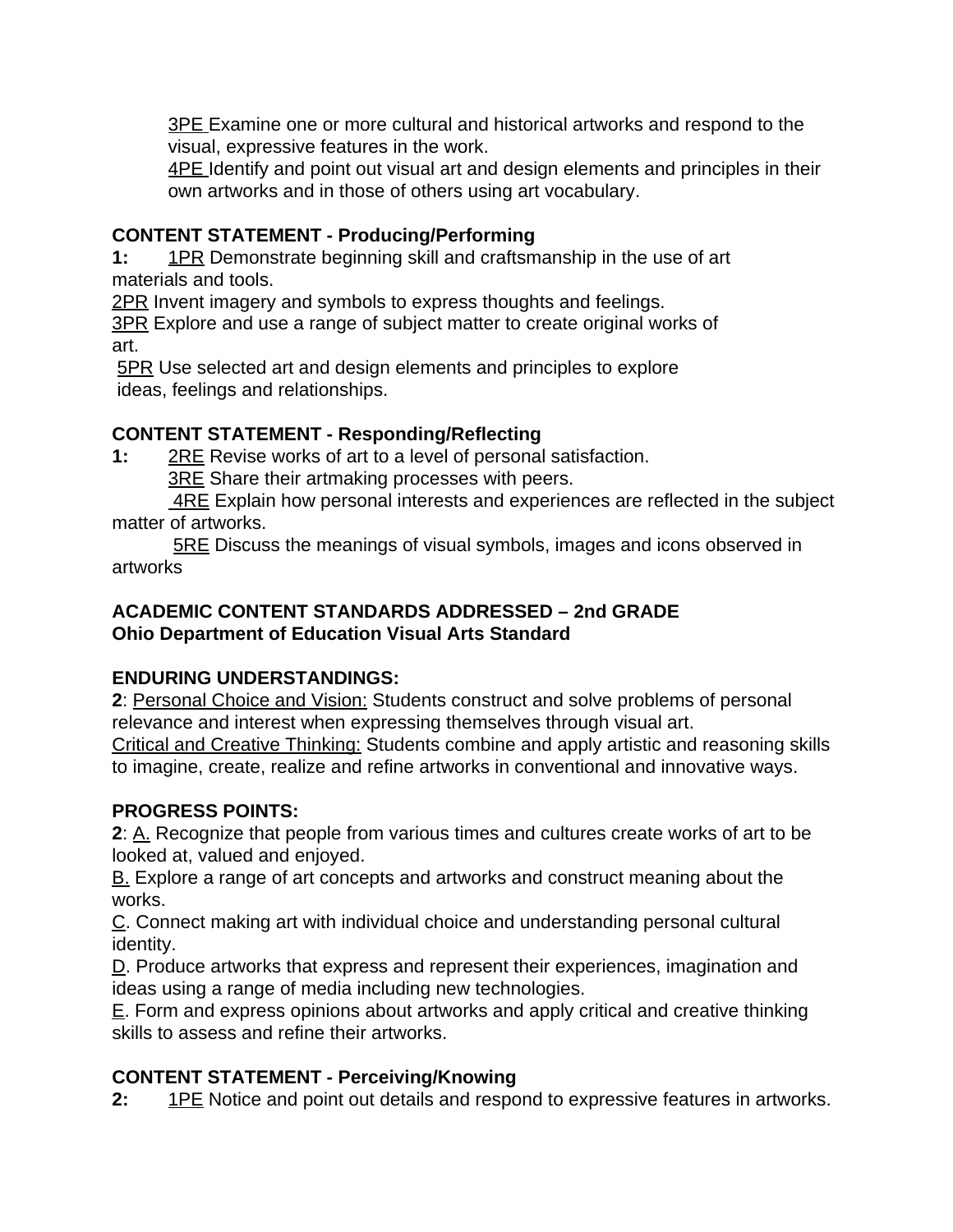3PE Examine one or more cultural and historical artworks and respond to the visual, expressive features in the work.

4PE Identify and point out visual art and design elements and principles in their own artworks and in those of others using art vocabulary.

**CONTENT STATEMENT - Producing/Performing**

**1:** 1PR Demonstrate beginning skill and craftsmanship in the use of art materials and tools.

2PR Invent imagery and symbols to express thoughts and feelings.

3PR Explore and use a range of subject matter to create original works of art.

5PR Use selected art and design elements and principles to explore ideas, feelings and relationships.

**CONTENT STATEMENT - Responding/Reflecting**

**1:** 2RE Revise works of art to a level of personal satisfaction.

3RE Share their artmaking processes with peers.

4RE Explain how personal interests and experiences are reflected in the subject matter of artworks.

5RE Discuss the meanings of visual symbols, images and icons observed in artworks

**ACADEMIC CONTENT STANDARDS ADDRESSED – 2nd GRADE**
**Ohio Department of Education Visual Arts Standard**

**ENDURING UNDERSTANDINGS:**

**2**: Personal Choice and Vision: Students construct and solve problems of personal relevance and interest when expressing themselves through visual art.

Critical and Creative Thinking: Students combine and apply artistic and reasoning skills to imagine, create, realize and refine artworks in conventional and innovative ways.

**PROGRESS POINTS:**

**2**: A. Recognize that people from various times and cultures create works of art to be looked at, valued and enjoyed.

B. Explore a range of art concepts and artworks and construct meaning about the works.

C. Connect making art with individual choice and understanding personal cultural identity.

D. Produce artworks that express and represent their experiences, imagination and ideas using a range of media including new technologies.

E. Form and express opinions about artworks and apply critical and creative thinking skills to assess and refine their artworks.

**CONTENT STATEMENT - Perceiving/Knowing**

**2:** 1PE Notice and point out details and respond to expressive features in artworks.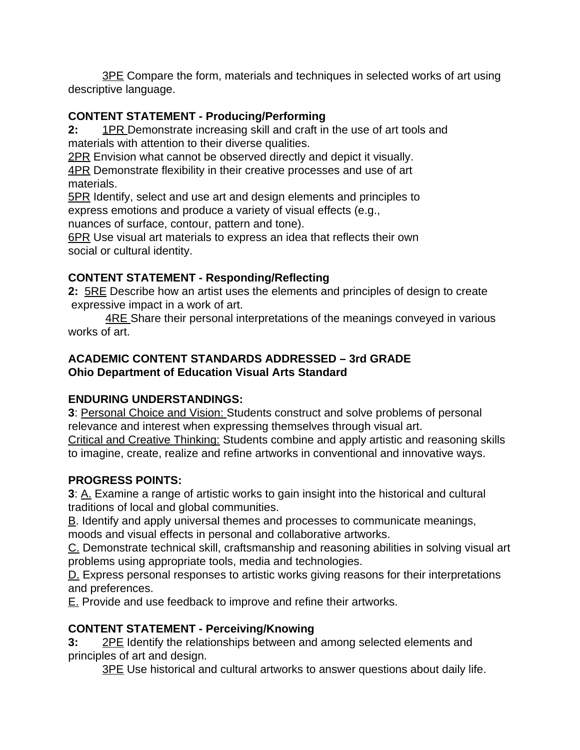<u>3PE</u> Compare the form, materials and techniques in selected works of art using descriptive language.

**CONTENT STATEMENT - Producing/Performing**

**2:** <u>1PR</u> Demonstrate increasing skill and craft in the use of art tools and materials with attention to their diverse qualities.

<u>2PR</u> Envision what cannot be observed directly and depict it visually.

<u>4PR</u> Demonstrate flexibility in their creative processes and use of art materials.

<u>5PR</u> Identify, select and use art and design elements and principles to express emotions and produce a variety of visual effects (e.g., nuances of surface, contour, pattern and tone).

<u>6PR</u> Use visual art materials to express an idea that reflects their own social or cultural identity.

**CONTENT STATEMENT - Responding/Reflecting**

**2:** <u>5RE</u> Describe how an artist uses the elements and principles of design to create expressive impact in a work of art.

<u>4RE</u> Share their personal interpretations of the meanings conveyed in various works of art.

**ACADEMIC CONTENT STANDARDS ADDRESSED – 3rd GRADE**
**Ohio Department of Education Visual Arts Standard**

**ENDURING UNDERSTANDINGS:**

**3**: <u>Personal Choice and Vision:</u> Students construct and solve problems of personal relevance and interest when expressing themselves through visual art.

<u>Critical and Creative Thinking:</u> Students combine and apply artistic and reasoning skills to imagine, create, realize and refine artworks in conventional and innovative ways.

**PROGRESS POINTS:**

**3**: <u>A.</u> Examine a range of artistic works to gain insight into the historical and cultural traditions of local and global communities.

<u>B</u>. Identify and apply universal themes and processes to communicate meanings, moods and visual effects in personal and collaborative artworks.

<u>C.</u> Demonstrate technical skill, craftsmanship and reasoning abilities in solving visual art problems using appropriate tools, media and technologies.

<u>D.</u> Express personal responses to artistic works giving reasons for their interpretations and preferences.

<u>E.</u> Provide and use feedback to improve and refine their artworks.

**CONTENT STATEMENT - Perceiving/Knowing**

**3:** <u>2PE</u> Identify the relationships between and among selected elements and principles of art and design.

<u>3PE</u> Use historical and cultural artworks to answer questions about daily life.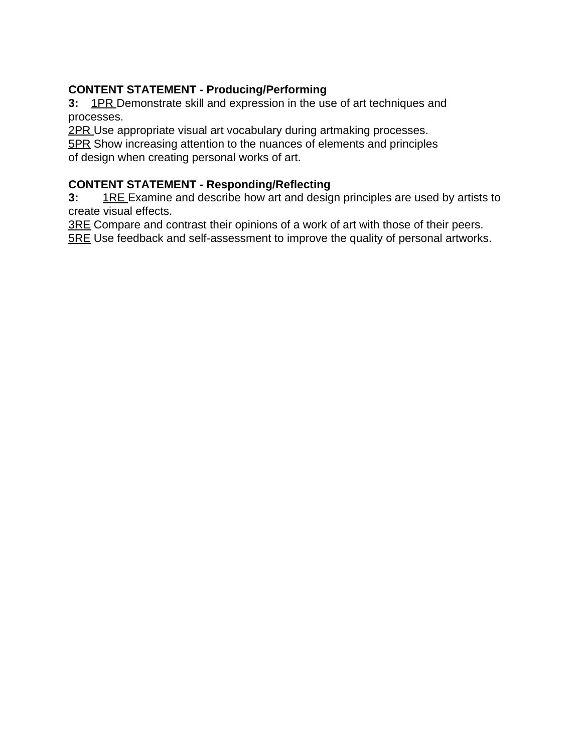**CONTENT STATEMENT - Producing/Performing**

**3:** 1PR Demonstrate skill and expression in the use of art techniques and processes.

2PR Use appropriate visual art vocabulary during artmaking processes.

5PR Show increasing attention to the nuances of elements and principles of design when creating personal works of art.

**CONTENT STATEMENT - Responding/Reflecting**

**3:** 1RE Examine and describe how art and design principles are used by artists to create visual effects.

3RE Compare and contrast their opinions of a work of art with those of their peers.

5RE Use feedback and self-assessment to improve the quality of personal artworks.